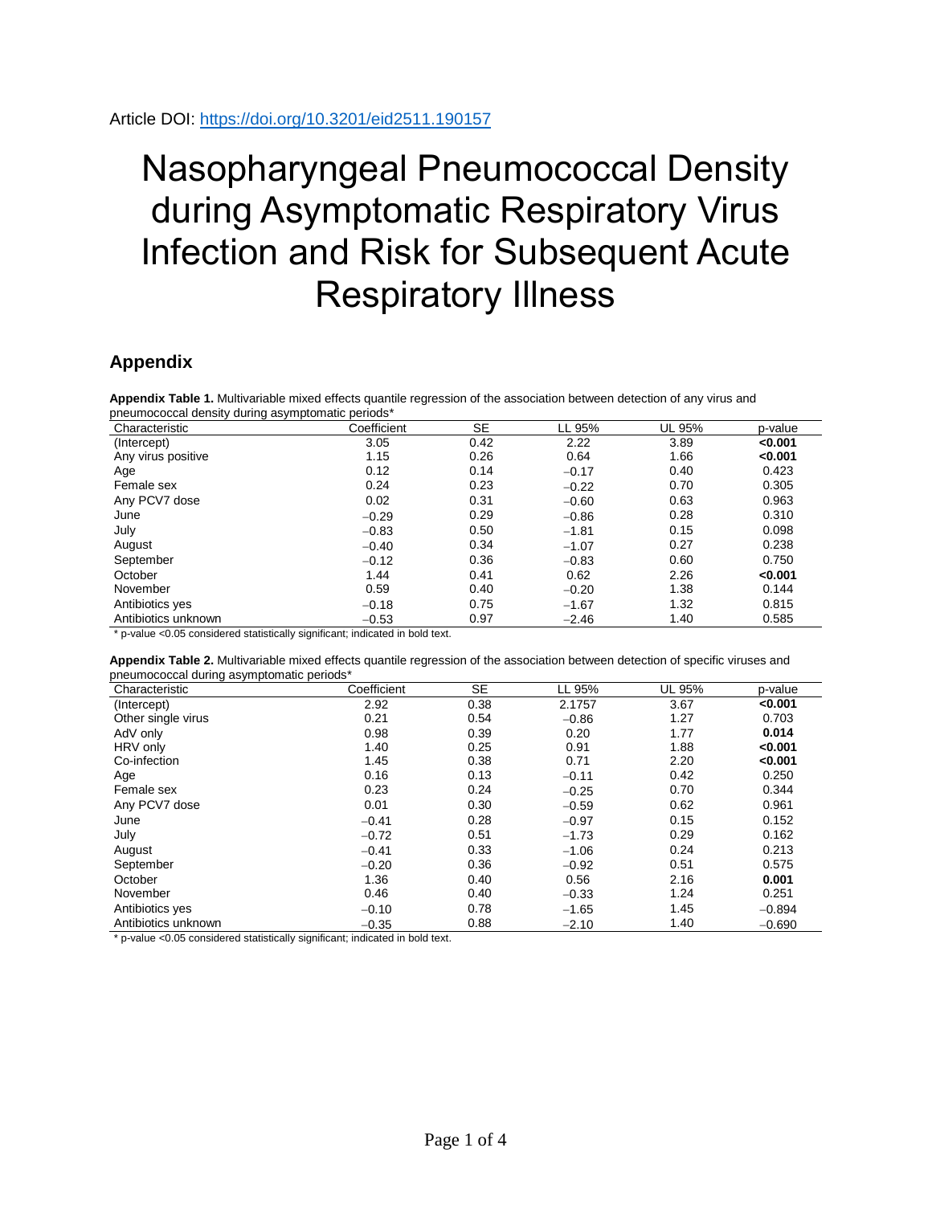Article DOI: https://doi.org/10.3201/eid2511.190157

# Nasopharyngeal Pneumococcal Density during Asymptomatic Respiratory Virus Infection and Risk for Subsequent Acute Respiratory Illness

## Appendix

**Appendix Table 1.** Multivariable mixed effects quantile regression of the association between detection of any virus and pneumococcal density during asymptomatic periods*

| Characteristic | Coefficient | SE | LL 95% | UL 95% | p-value |
|---|---|---|---|---|---|
| (Intercept) | 3.05 | 0.42 | 2.22 | 3.89 | **<0.001** |
| Any virus positive | 1.15 | 0.26 | 0.64 | 1.66 | **<0.001** |
| Age | 0.12 | 0.14 | −0.17 | 0.40 | 0.423 |
| Female sex | 0.24 | 0.23 | −0.22 | 0.70 | 0.305 |
| Any PCV7 dose | 0.02 | 0.31 | −0.60 | 0.63 | 0.963 |
| June | −0.29 | 0.29 | −0.86 | 0.28 | 0.310 |
| July | −0.83 | 0.50 | −1.81 | 0.15 | 0.098 |
| August | −0.40 | 0.34 | −1.07 | 0.27 | 0.238 |
| September | −0.12 | 0.36 | −0.83 | 0.60 | 0.750 |
| October | 1.44 | 0.41 | 0.62 | 2.26 | **<0.001** |
| November | 0.59 | 0.40 | −0.20 | 1.38 | 0.144 |
| Antibiotics yes | −0.18 | 0.75 | −1.67 | 1.32 | 0.815 |
| Antibiotics unknown | −0.53 | 0.97 | −2.46 | 1.40 | 0.585 |

\* p-value <0.05 considered statistically significant; indicated in bold text.

**Appendix Table 2.** Multivariable mixed effects quantile regression of the association between detection of specific viruses and pneumococcal during asymptomatic periods*

| Characteristic | Coefficient | SE | LL 95% | UL 95% | p-value |
|---|---|---|---|---|---|
| (Intercept) | 2.92 | 0.38 | 2.1757 | 3.67 | **<0.001** |
| Other single virus | 0.21 | 0.54 | −0.86 | 1.27 | 0.703 |
| AdV only | 0.98 | 0.39 | 0.20 | 1.77 | **0.014** |
| HRV only | 1.40 | 0.25 | 0.91 | 1.88 | **<0.001** |
| Co-infection | 1.45 | 0.38 | 0.71 | 2.20 | **<0.001** |
| Age | 0.16 | 0.13 | −0.11 | 0.42 | 0.250 |
| Female sex | 0.23 | 0.24 | −0.25 | 0.70 | 0.344 |
| Any PCV7 dose | 0.01 | 0.30 | −0.59 | 0.62 | 0.961 |
| June | −0.41 | 0.28 | −0.97 | 0.15 | 0.152 |
| July | −0.72 | 0.51 | −1.73 | 0.29 | 0.162 |
| August | −0.41 | 0.33 | −1.06 | 0.24 | 0.213 |
| September | −0.20 | 0.36 | −0.92 | 0.51 | 0.575 |
| October | 1.36 | 0.40 | 0.56 | 2.16 | **0.001** |
| November | 0.46 | 0.40 | −0.33 | 1.24 | 0.251 |
| Antibiotics yes | −0.10 | 0.78 | −1.65 | 1.45 | −0.894 |
| Antibiotics unknown | −0.35 | 0.88 | −2.10 | 1.40 | −0.690 |

\* p-value <0.05 considered statistically significant; indicated in bold text.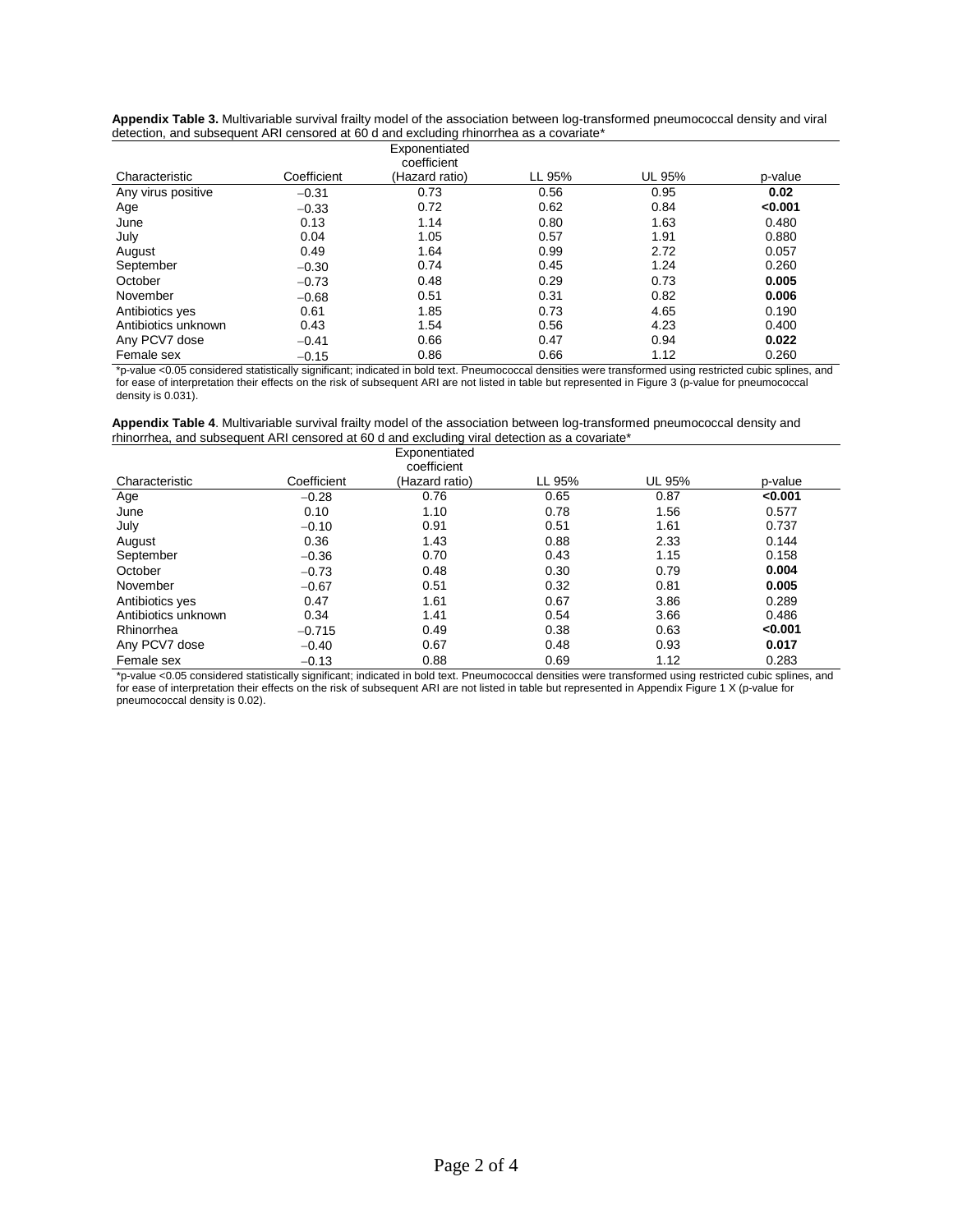**Appendix Table 3.** Multivariable survival frailty model of the association between log-transformed pneumococcal density and viral detection, and subsequent ARI censored at 60 d and excluding rhinorrhea as a covariate*

| Characteristic | Coefficient | Exponentiated coefficient (Hazard ratio) | LL 95% | UL 95% | p-value |
|---|---|---|---|---|---|
| Any virus positive | −0.31 | 0.73 | 0.56 | 0.95 | **0.02** |
| Age | −0.33 | 0.72 | 0.62 | 0.84 | **<0.001** |
| June | 0.13 | 1.14 | 0.80 | 1.63 | 0.480 |
| July | 0.04 | 1.05 | 0.57 | 1.91 | 0.880 |
| August | 0.49 | 1.64 | 0.99 | 2.72 | 0.057 |
| September | −0.30 | 0.74 | 0.45 | 1.24 | 0.260 |
| October | −0.73 | 0.48 | 0.29 | 0.73 | **0.005** |
| November | −0.68 | 0.51 | 0.31 | 0.82 | **0.006** |
| Antibiotics yes | 0.61 | 1.85 | 0.73 | 4.65 | 0.190 |
| Antibiotics unknown | 0.43 | 1.54 | 0.56 | 4.23 | 0.400 |
| Any PCV7 dose | −0.41 | 0.66 | 0.47 | 0.94 | **0.022** |
| Female sex | −0.15 | 0.86 | 0.66 | 1.12 | 0.260 |

*p-value <0.05 considered statistically significant; indicated in bold text. Pneumococcal densities were transformed using restricted cubic splines, and for ease of interpretation their effects on the risk of subsequent ARI are not listed in table but represented in Figure 3 (p-value for pneumococcal density is 0.031).

**Appendix Table 4**. Multivariable survival frailty model of the association between log-transformed pneumococcal density and rhinorrhea, and subsequent ARI censored at 60 d and excluding viral detection as a covariate*

| Characteristic | Coefficient | Exponentiated coefficient (Hazard ratio) | LL 95% | UL 95% | p-value |
|---|---|---|---|---|---|
| Age | −0.28 | 0.76 | 0.65 | 0.87 | **<0.001** |
| June | 0.10 | 1.10 | 0.78 | 1.56 | 0.577 |
| July | −0.10 | 0.91 | 0.51 | 1.61 | 0.737 |
| August | 0.36 | 1.43 | 0.88 | 2.33 | 0.144 |
| September | −0.36 | 0.70 | 0.43 | 1.15 | 0.158 |
| October | −0.73 | 0.48 | 0.30 | 0.79 | **0.004** |
| November | −0.67 | 0.51 | 0.32 | 0.81 | **0.005** |
| Antibiotics yes | 0.47 | 1.61 | 0.67 | 3.86 | 0.289 |
| Antibiotics unknown | 0.34 | 1.41 | 0.54 | 3.66 | 0.486 |
| Rhinorrhea | −0.715 | 0.49 | 0.38 | 0.63 | **<0.001** |
| Any PCV7 dose | −0.40 | 0.67 | 0.48 | 0.93 | **0.017** |
| Female sex | −0.13 | 0.88 | 0.69 | 1.12 | 0.283 |

*p-value <0.05 considered statistically significant; indicated in bold text. Pneumococcal densities were transformed using restricted cubic splines, and for ease of interpretation their effects on the risk of subsequent ARI are not listed in table but represented in Appendix Figure 1 X (p-value for pneumococcal density is 0.02).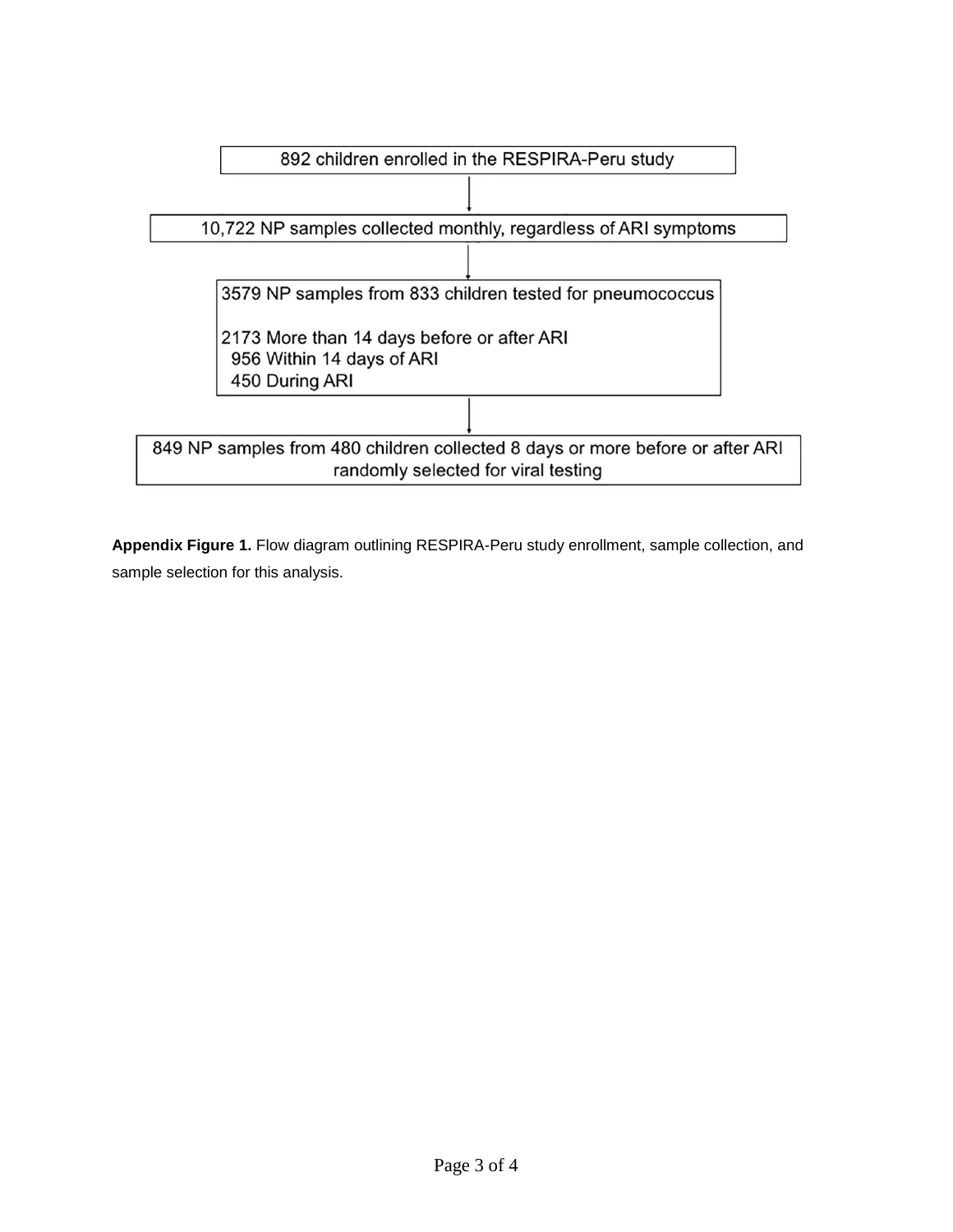892 children enrolled in the RESPIRA-Peru study

↓

10,722 NP samples collected monthly, regardless of ARI symptoms

↓

3579 NP samples from 833 children tested for pneumococcus

2173 More than 14 days before or after ARI
956 Within 14 days of ARI
450 During ARI

↓

849 NP samples from 480 children collected 8 days or more before or after ARI randomly selected for viral testing

**Appendix Figure 1.** Flow diagram outlining RESPIRA-Peru study enrollment, sample collection, and sample selection for this analysis.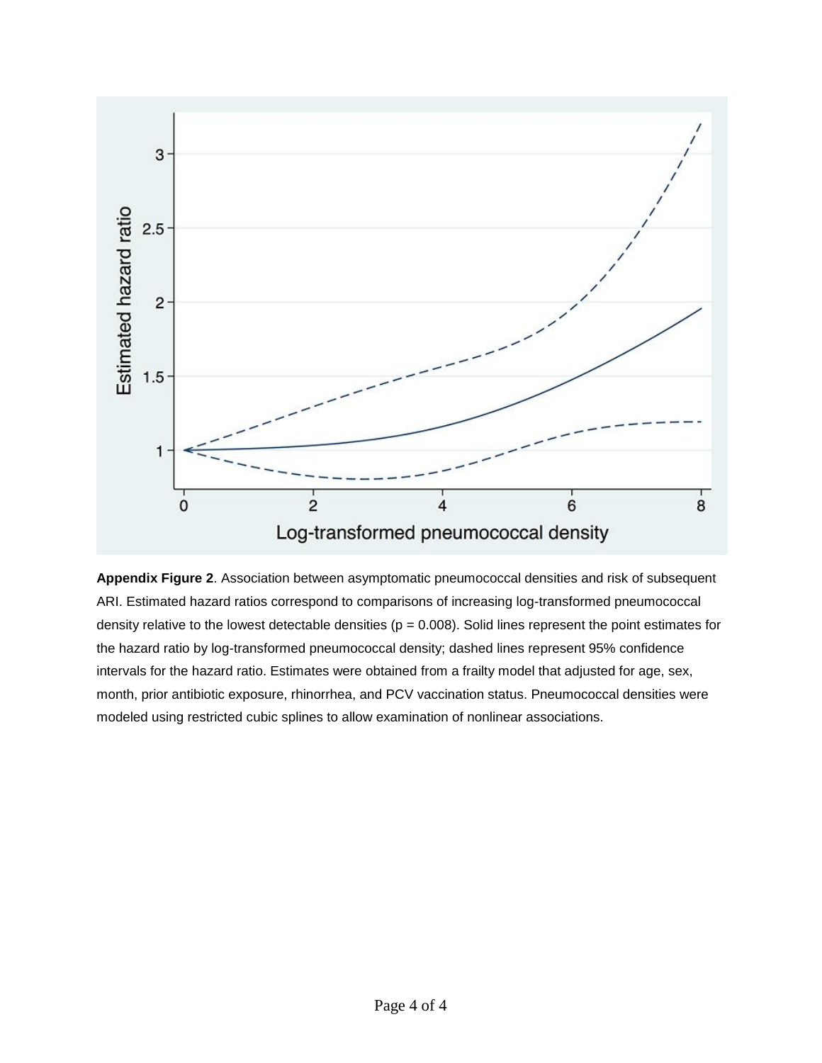Estimated hazard ratio

3

2.5

2

1.5

1

0

2

4

6

8

Log-transformed pneumococcal density

**Appendix Figure 2**. Association between asymptomatic pneumococcal densities and risk of subsequent ARI. Estimated hazard ratios correspond to comparisons of increasing log-transformed pneumococcal density relative to the lowest detectable densities ($p = 0.008$). Solid lines represent the point estimates for the hazard ratio by log-transformed pneumococcal density; dashed lines represent 95% confidence intervals for the hazard ratio. Estimates were obtained from a frailty model that adjusted for age, sex, month, prior antibiotic exposure, rhinorrhea, and PCV vaccination status. Pneumococcal densities were modeled using restricted cubic splines to allow examination of nonlinear associations.